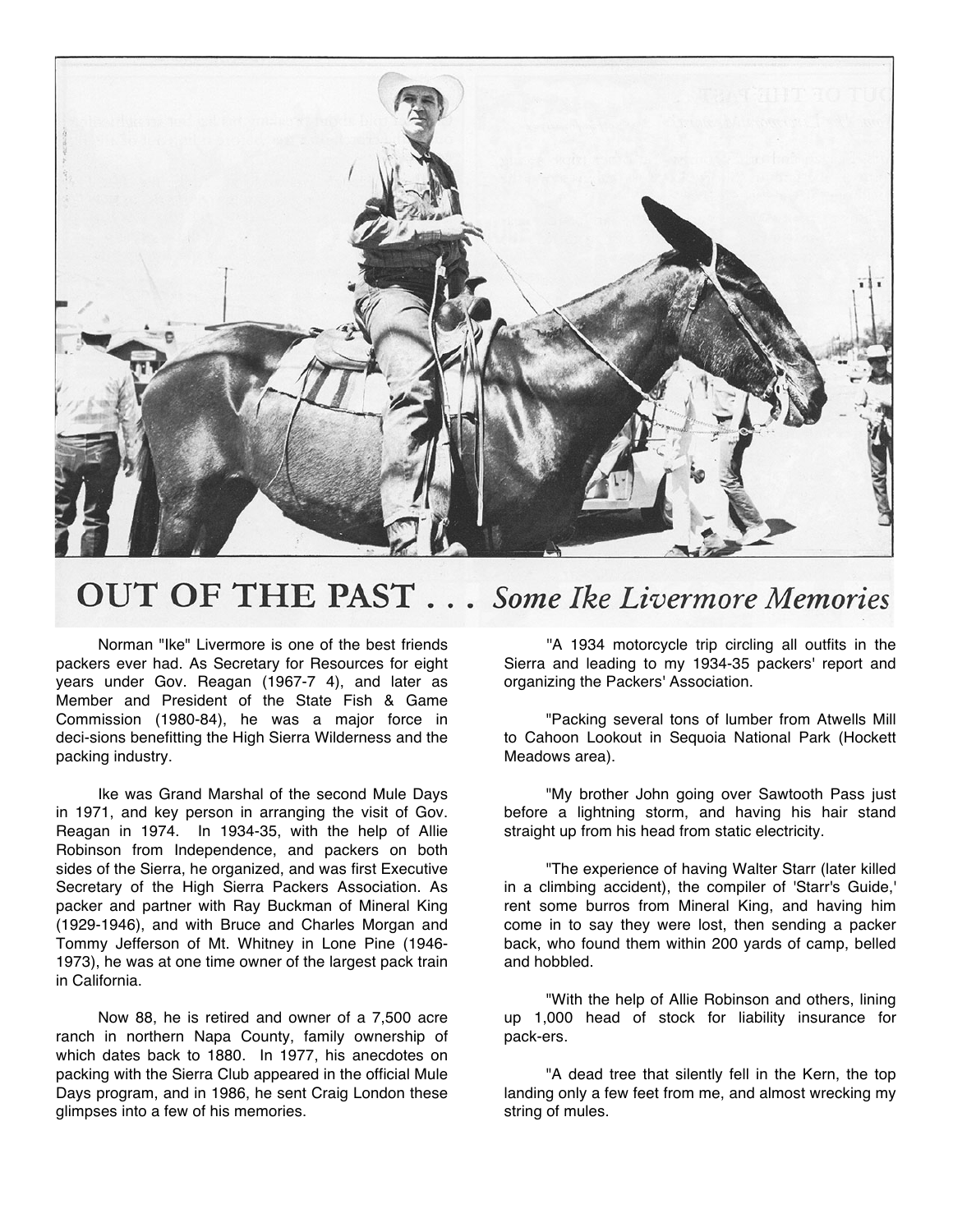# OUT OF THE PAST . . . *Some Ike Livermore Memories*

Norman "Ike" Livermore is one of the best friends packers ever had. As Secretary for Resources for eight years under Gov. Reagan (1967-7 4), and later as Member and President of the State Fish & Game Commission (1980-84), he was a major force in deci-sions benefitting the High Sierra Wilderness and the packing industry.

Ike was Grand Marshal of the second Mule Days in 1971, and key person in arranging the visit of Gov. Reagan in 1974. In 1934-35, with the help of Allie Robinson from Independence, and packers on both sides of the Sierra, he organized, and was first Executive Secretary of the High Sierra Packers Association. As packer and partner with Ray Buckman of Mineral King (1929-1946), and with Bruce and Charles Morgan and Tommy Jefferson of Mt. Whitney in Lone Pine (1946-1973), he was at one time owner of the largest pack train in California.

Now 88, he is retired and owner of a 7,500 acre ranch in northern Napa County, family ownership of which dates back to 1880. In 1977, his anecdotes on packing with the Sierra Club appeared in the official Mule Days program, and in 1986, he sent Craig London these glimpses into a few of his memories.

"A 1934 motorcycle trip circling all outfits in the Sierra and leading to my 1934-35 packers' report and organizing the Packers' Association.

"Packing several tons of lumber from Atwells Mill to Cahoon Lookout in Sequoia National Park (Hockett Meadows area).

"My brother John going over Sawtooth Pass just before a lightning storm, and having his hair stand straight up from his head from static electricity.

"The experience of having Walter Starr (later killed in a climbing accident), the compiler of 'Starr's Guide,' rent some burros from Mineral King, and having him come in to say they were lost, then sending a packer back, who found them within 200 yards of camp, belled and hobbled.

"With the help of Allie Robinson and others, lining up 1,000 head of stock for liability insurance for pack-ers.

"A dead tree that silently fell in the Kern, the top landing only a few feet from me, and almost wrecking my string of mules.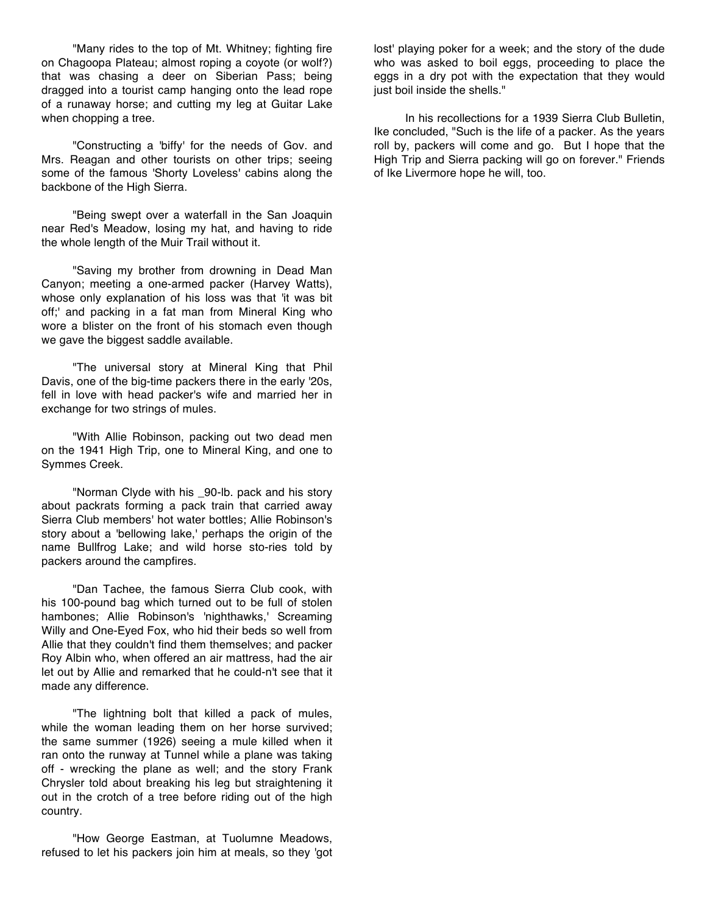"Many rides to the top of Mt. Whitney; fighting fire on Chagoopa Plateau; almost roping a coyote (or wolf?) that was chasing a deer on Siberian Pass; being dragged into a tourist camp hanging onto the lead rope of a runaway horse; and cutting my leg at Guitar Lake when chopping a tree.

"Constructing a 'biffy' for the needs of Gov. and Mrs. Reagan and other tourists on other trips; seeing some of the famous 'Shorty Loveless' cabins along the backbone of the High Sierra.

"Being swept over a waterfall in the San Joaquin near Red's Meadow, losing my hat, and having to ride the whole length of the Muir Trail without it.

"Saving my brother from drowning in Dead Man Canyon; meeting a one-armed packer (Harvey Watts), whose only explanation of his loss was that 'it was bit off;' and packing in a fat man from Mineral King who wore a blister on the front of his stomach even though we gave the biggest saddle available.

"The universal story at Mineral King that Phil Davis, one of the big-time packers there in the early '20s, fell in love with head packer's wife and married her in exchange for two strings of mules.

"With Allie Robinson, packing out two dead men on the 1941 High Trip, one to Mineral King, and one to Symmes Creek.

"Norman Clyde with his _90-lb. pack and his story about packrats forming a pack train that carried away Sierra Club members' hot water bottles; Allie Robinson's story about a 'bellowing lake,' perhaps the origin of the name Bullfrog Lake; and wild horse sto-ries told by packers around the campfires.

"Dan Tachee, the famous Sierra Club cook, with his 100-pound bag which turned out to be full of stolen hambones; Allie Robinson's 'nighthawks,' Screaming Willy and One-Eyed Fox, who hid their beds so well from Allie that they couldn't find them themselves; and packer Roy Albin who, when offered an air mattress, had the air let out by Allie and remarked that he could-n't see that it made any difference.

"The lightning bolt that killed a pack of mules, while the woman leading them on her horse survived; the same summer (1926) seeing a mule killed when it ran onto the runway at Tunnel while a plane was taking off - wrecking the plane as well; and the story Frank Chrysler told about breaking his leg but straightening it out in the crotch of a tree before riding out of the high country.

"How George Eastman, at Tuolumne Meadows, refused to let his packers join him at meals, so they 'got lost' playing poker for a week; and the story of the dude who was asked to boil eggs, proceeding to place the eggs in a dry pot with the expectation that they would just boil inside the shells."

In his recollections for a 1939 Sierra Club Bulletin, Ike concluded, "Such is the life of a packer. As the years roll by, packers will come and go. But I hope that the High Trip and Sierra packing will go on forever." Friends of Ike Livermore hope he will, too.